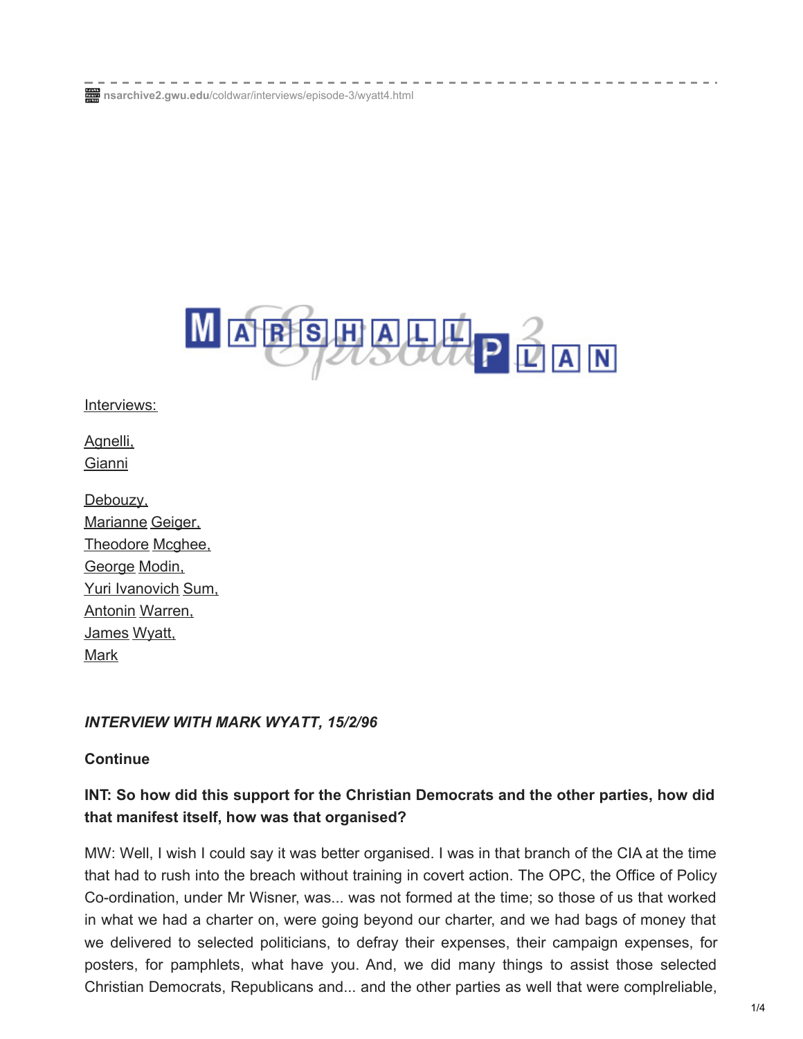nsarchive2.gwu.edu/coldwar/interviews/episode-3/wyatt4.html

Interviews:

Agnelli, Gianni

Debouzy, Marianne Geiger, Theodore Mcghee, George Modin, Yuri Ivanovich Sum, Antonin Warren, James Wyatt, Mark

***INTERVIEW WITH MARK WYATT, 15/2/96***

**Continue**

**INT: So how did this support for the Christian Democrats and the other parties, how did that manifest itself, how was that organised?**

MW: Well, I wish I could say it was better organised. I was in that branch of the CIA at the time that had to rush into the breach without training in covert action. The OPC, the Office of Policy Co-ordination, under Mr Wisner, was... was not formed at the time; so those of us that worked in what we had a charter on, were going beyond our charter, and we had bags of money that we delivered to selected politicians, to defray their expenses, their campaign expenses, for posters, for pamphlets, what have you. And, we did many things to assist those selected Christian Democrats, Republicans and... and the other parties as well that were complreliable,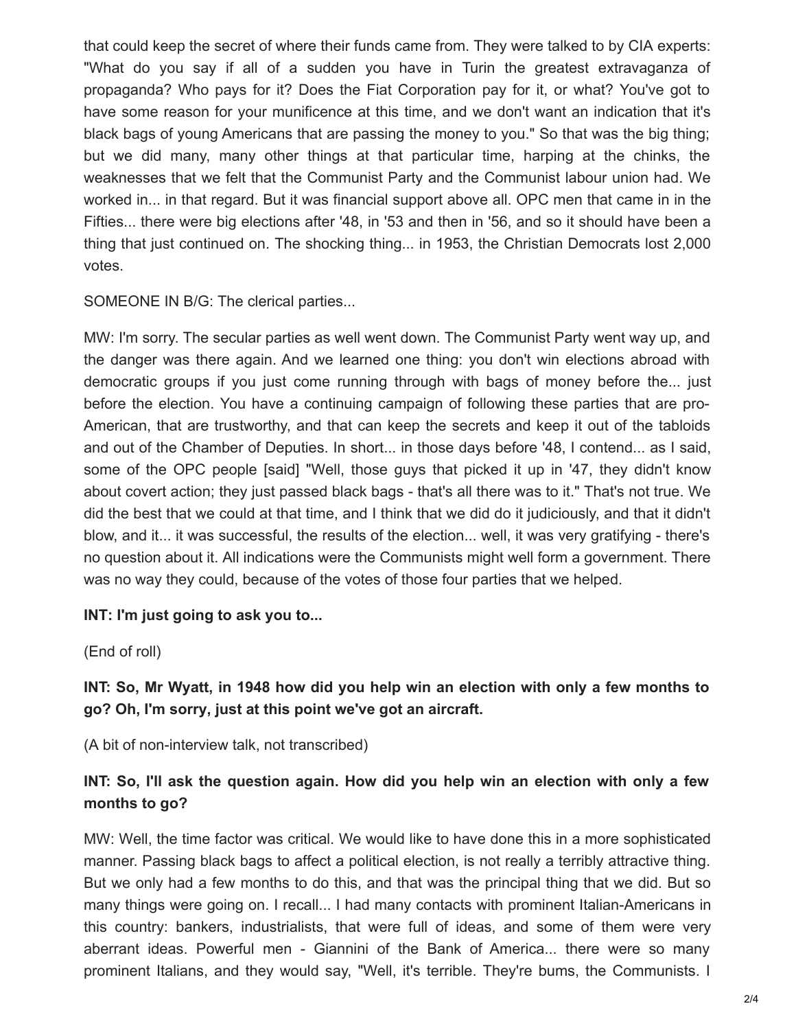that could keep the secret of where their funds came from. They were talked to by CIA experts: "What do you say if all of a sudden you have in Turin the greatest extravaganza of propaganda? Who pays for it? Does the Fiat Corporation pay for it, or what? You've got to have some reason for your munificence at this time, and we don't want an indication that it's black bags of young Americans that are passing the money to you." So that was the big thing; but we did many, many other things at that particular time, harping at the chinks, the weaknesses that we felt that the Communist Party and the Communist labour union had. We worked in... in that regard. But it was financial support above all. OPC men that came in in the Fifties... there were big elections after '48, in '53 and then in '56, and so it should have been a thing that just continued on. The shocking thing... in 1953, the Christian Democrats lost 2,000 votes.

SOMEONE IN B/G: The clerical parties...

MW: I'm sorry. The secular parties as well went down. The Communist Party went way up, and the danger was there again. And we learned one thing: you don't win elections abroad with democratic groups if you just come running through with bags of money before the... just before the election. You have a continuing campaign of following these parties that are pro-American, that are trustworthy, and that can keep the secrets and keep it out of the tabloids and out of the Chamber of Deputies. In short... in those days before '48, I contend... as I said, some of the OPC people [said] "Well, those guys that picked it up in '47, they didn't know about covert action; they just passed black bags - that's all there was to it." That's not true. We did the best that we could at that time, and I think that we did do it judiciously, and that it didn't blow, and it... it was successful, the results of the election... well, it was very gratifying - there's no question about it. All indications were the Communists might well form a government. There was no way they could, because of the votes of those four parties that we helped.

**INT: I'm just going to ask you to...**

(End of roll)

**INT: So, Mr Wyatt, in 1948 how did you help win an election with only a few months to go? Oh, I'm sorry, just at this point we've got an aircraft.**

(A bit of non-interview talk, not transcribed)

**INT: So, I'll ask the question again. How did you help win an election with only a few months to go?**

MW: Well, the time factor was critical. We would like to have done this in a more sophisticated manner. Passing black bags to affect a political election, is not really a terribly attractive thing. But we only had a few months to do this, and that was the principal thing that we did. But so many things were going on. I recall... I had many contacts with prominent Italian-Americans in this country: bankers, industrialists, that were full of ideas, and some of them were very aberrant ideas. Powerful men - Giannini of the Bank of America... there were so many prominent Italians, and they would say, "Well, it's terrible. They're bums, the Communists. I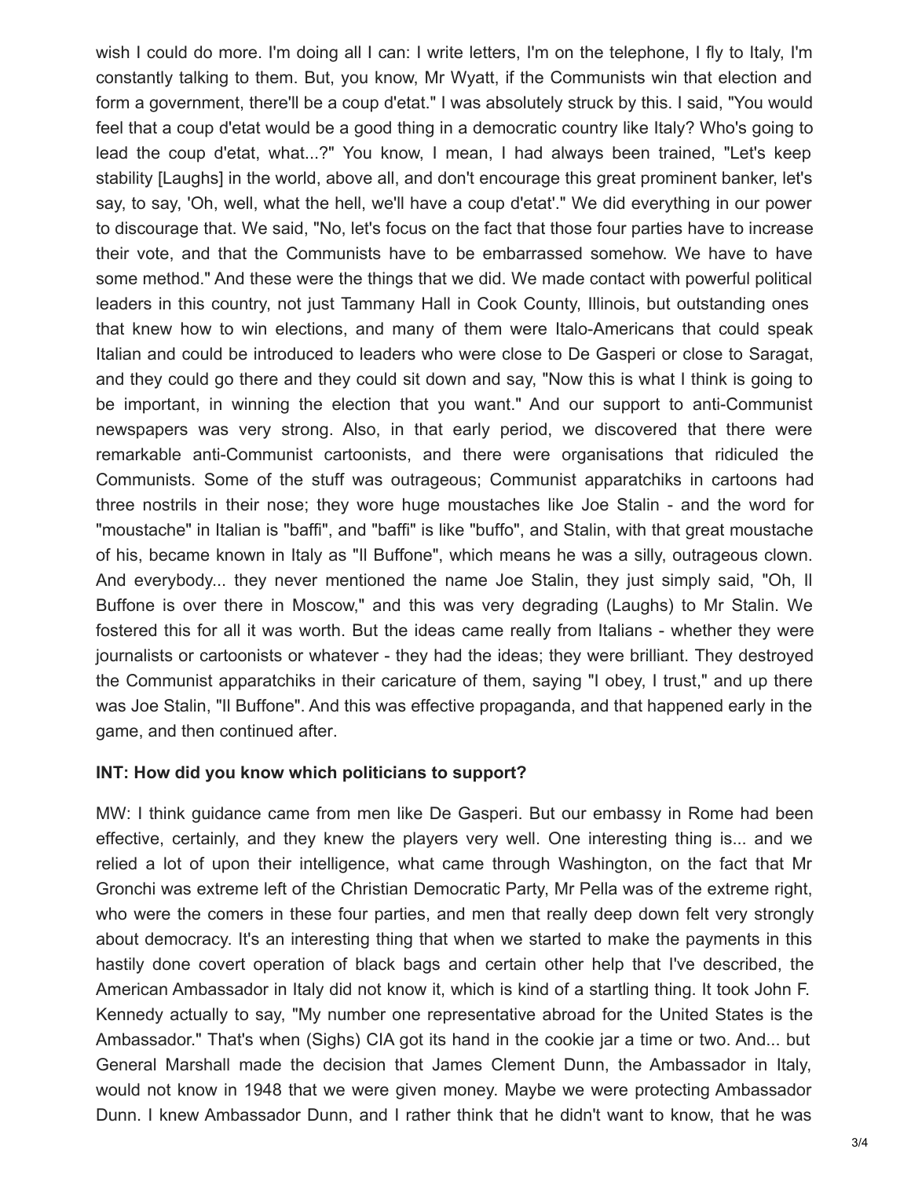wish I could do more. I'm doing all I can: I write letters, I'm on the telephone, I fly to Italy, I'm constantly talking to them. But, you know, Mr Wyatt, if the Communists win that election and form a government, there'll be a coup d'etat." I was absolutely struck by this. I said, "You would feel that a coup d'etat would be a good thing in a democratic country like Italy? Who's going to lead the coup d'etat, what...?" You know, I mean, I had always been trained, "Let's keep stability [Laughs] in the world, above all, and don't encourage this great prominent banker, let's say, to say, 'Oh, well, what the hell, we'll have a coup d'etat'." We did everything in our power to discourage that. We said, "No, let's focus on the fact that those four parties have to increase their vote, and that the Communists have to be embarrassed somehow. We have to have some method." And these were the things that we did. We made contact with powerful political leaders in this country, not just Tammany Hall in Cook County, Illinois, but outstanding ones that knew how to win elections, and many of them were Italo-Americans that could speak Italian and could be introduced to leaders who were close to De Gasperi or close to Saragat, and they could go there and they could sit down and say, "Now this is what I think is going to be important, in winning the election that you want." And our support to anti-Communist newspapers was very strong. Also, in that early period, we discovered that there were remarkable anti-Communist cartoonists, and there were organisations that ridiculed the Communists. Some of the stuff was outrageous; Communist apparatchiks in cartoons had three nostrils in their nose; they wore huge moustaches like Joe Stalin - and the word for "moustache" in Italian is "baffi", and "baffi" is like "buffo", and Stalin, with that great moustache of his, became known in Italy as "Il Buffone", which means he was a silly, outrageous clown. And everybody... they never mentioned the name Joe Stalin, they just simply said, "Oh, Il Buffone is over there in Moscow," and this was very degrading (Laughs) to Mr Stalin. We fostered this for all it was worth. But the ideas came really from Italians - whether they were journalists or cartoonists or whatever - they had the ideas; they were brilliant. They destroyed the Communist apparatchiks in their caricature of them, saying "I obey, I trust," and up there was Joe Stalin, "Il Buffone". And this was effective propaganda, and that happened early in the game, and then continued after.

**INT: How did you know which politicians to support?**

MW: I think guidance came from men like De Gasperi. But our embassy in Rome had been effective, certainly, and they knew the players very well. One interesting thing is... and we relied a lot of upon their intelligence, what came through Washington, on the fact that Mr Gronchi was extreme left of the Christian Democratic Party, Mr Pella was of the extreme right, who were the comers in these four parties, and men that really deep down felt very strongly about democracy. It's an interesting thing that when we started to make the payments in this hastily done covert operation of black bags and certain other help that I've described, the American Ambassador in Italy did not know it, which is kind of a startling thing. It took John F. Kennedy actually to say, "My number one representative abroad for the United States is the Ambassador." That's when (Sighs) CIA got its hand in the cookie jar a time or two. And... but General Marshall made the decision that James Clement Dunn, the Ambassador in Italy, would not know in 1948 that we were given money. Maybe we were protecting Ambassador Dunn. I knew Ambassador Dunn, and I rather think that he didn't want to know, that he was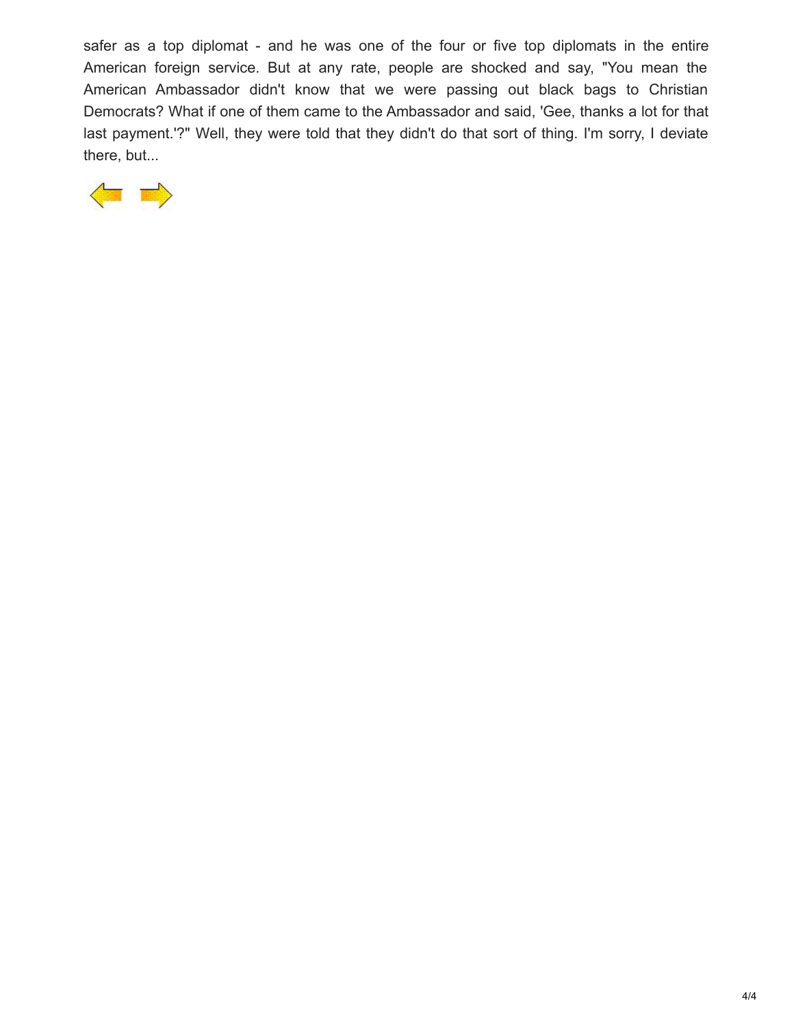safer as a top diplomat - and he was one of the four or five top diplomats in the entire American foreign service. But at any rate, people are shocked and say, "You mean the American Ambassador didn't know that we were passing out black bags to Christian Democrats? What if one of them came to the Ambassador and said, 'Gee, thanks a lot for that last payment.'?" Well, they were told that they didn't do that sort of thing. I'm sorry, I deviate there, but...